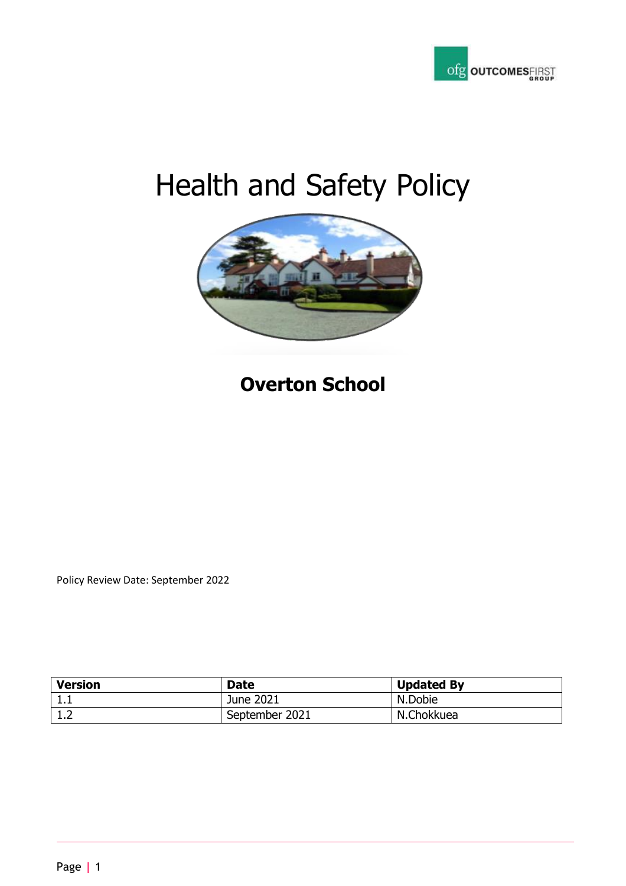# Health and Safety Policy

## Overton School

Policy Review Date: September 2022

| **Version** | **Date** | **Updated By** |
| --- | --- | --- |
| 1.1 | June 2021 | N.Dobie |
| 1.2 | September 2021 | N.Chokkuea |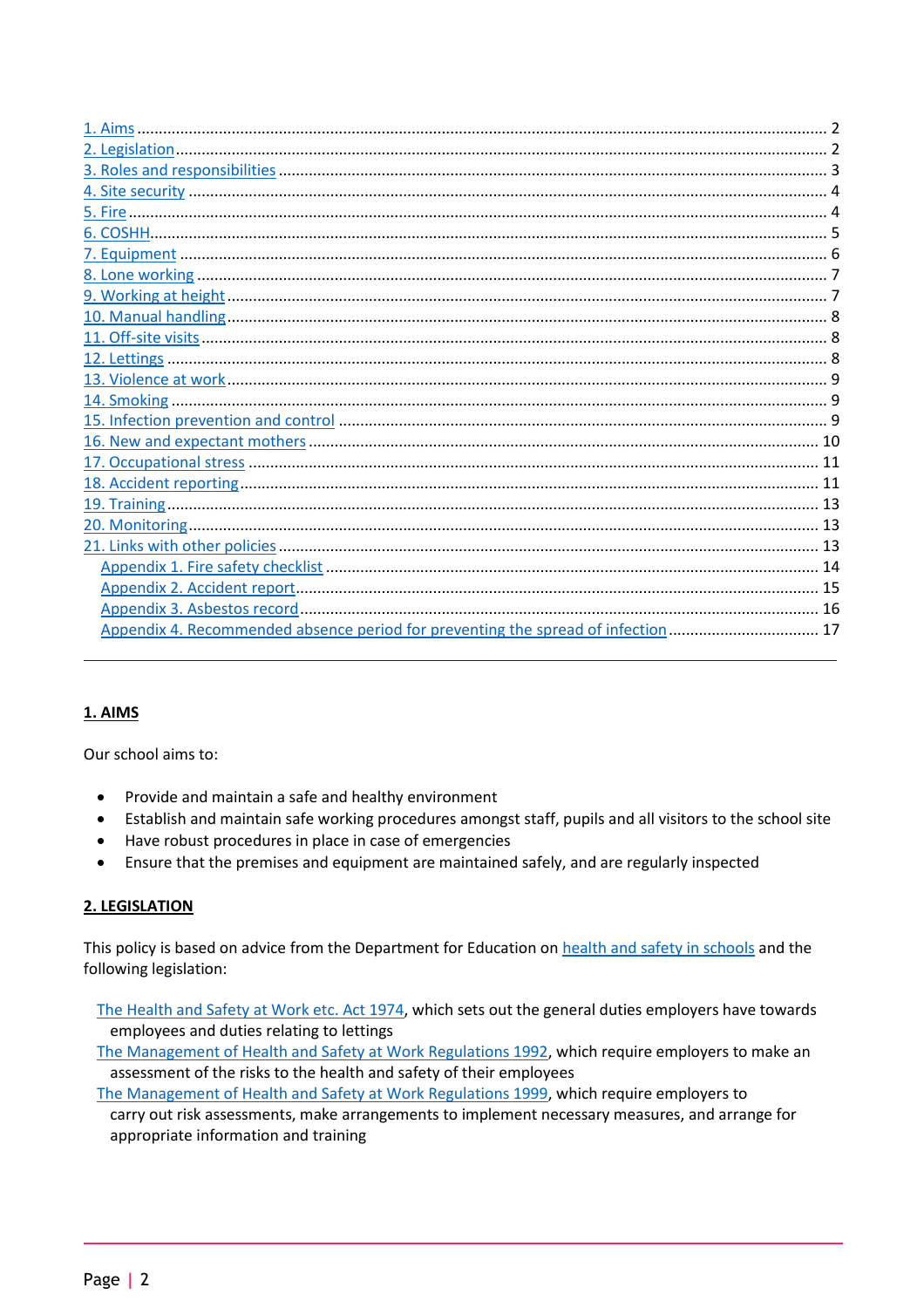[1. Aims](#) ..... 2
[2. Legislation](#) ..... 2
[3. Roles and responsibilities](#) ..... 3
[4. Site security](#) ..... 4
[5. Fire](#) ..... 4
[6. COSHH](#) ..... 5
[7. Equipment](#) ..... 6
[8. Lone working](#) ..... 7
[9. Working at height](#) ..... 7
[10. Manual handling](#) ..... 8
[11. Off-site visits](#) ..... 8
[12. Lettings](#) ..... 8
[13. Violence at work](#) ..... 9
[14. Smoking](#) ..... 9
[15. Infection prevention and control](#) ..... 9
[16. New and expectant mothers](#) ..... 10
[17. Occupational stress](#) ..... 11
[18. Accident reporting](#) ..... 11
[19. Training](#) ..... 13
[20. Monitoring](#) ..... 13
[21. Links with other policies](#) ..... 13
  [Appendix 1. Fire safety checklist](#) ..... 14
  [Appendix 2. Accident report](#) ..... 15
  [Appendix 3. Asbestos record](#) ..... 16
  [Appendix 4. Recommended absence period for preventing the spread of infection](#) ..... 17

---

## 1. AIMS

Our school aims to:

- Provide and maintain a safe and healthy environment
- Establish and maintain safe working procedures amongst staff, pupils and all visitors to the school site
- Have robust procedures in place in case of emergencies
- Ensure that the premises and equipment are maintained safely, and are regularly inspected

## 2. LEGISLATION

This policy is based on advice from the Department for Education on health and safety in schools and the following legislation:

The Health and Safety at Work etc. Act 1974, which sets out the general duties employers have towards employees and duties relating to lettings

The Management of Health and Safety at Work Regulations 1992, which require employers to make an assessment of the risks to the health and safety of their employees

The Management of Health and Safety at Work Regulations 1999, which require employers to carry out risk assessments, make arrangements to implement necessary measures, and arrange for appropriate information and training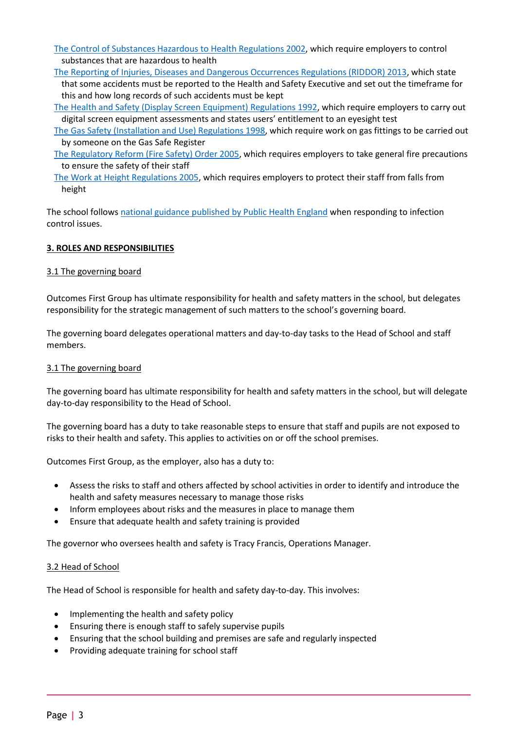- [The Control of Substances Hazardous to Health Regulations 2002](), which require employers to control substances that are hazardous to health
- [The Reporting of Injuries, Diseases and Dangerous Occurrences Regulations (RIDDOR) 2013](), which state that some accidents must be reported to the Health and Safety Executive and set out the timeframe for this and how long records of such accidents must be kept
- [The Health and Safety (Display Screen Equipment) Regulations 1992](), which require employers to carry out digital screen equipment assessments and states users' entitlement to an eyesight test
- [The Gas Safety (Installation and Use) Regulations 1998](), which require work on gas fittings to be carried out by someone on the Gas Safe Register
- [The Regulatory Reform (Fire Safety) Order 2005](), which requires employers to take general fire precautions to ensure the safety of their staff
- [The Work at Height Regulations 2005](), which requires employers to protect their staff from falls from height

The school follows [national guidance published by Public Health England]() when responding to infection control issues.

## 3. ROLES AND RESPONSIBILITIES

### 3.1 The governing board

Outcomes First Group has ultimate responsibility for health and safety matters in the school, but delegates responsibility for the strategic management of such matters to the school's governing board.

The governing board delegates operational matters and day-to-day tasks to the Head of School and staff members.

### 3.1 The governing board

The governing board has ultimate responsibility for health and safety matters in the school, but will delegate day-to-day responsibility to the Head of School.

The governing board has a duty to take reasonable steps to ensure that staff and pupils are not exposed to risks to their health and safety. This applies to activities on or off the school premises.

Outcomes First Group, as the employer, also has a duty to:

- Assess the risks to staff and others affected by school activities in order to identify and introduce the health and safety measures necessary to manage those risks
- Inform employees about risks and the measures in place to manage them
- Ensure that adequate health and safety training is provided

The governor who oversees health and safety is Tracy Francis, Operations Manager.

### 3.2 Head of School

The Head of School is responsible for health and safety day-to-day. This involves:

- Implementing the health and safety policy
- Ensuring there is enough staff to safely supervise pupils
- Ensuring that the school building and premises are safe and regularly inspected
- Providing adequate training for school staff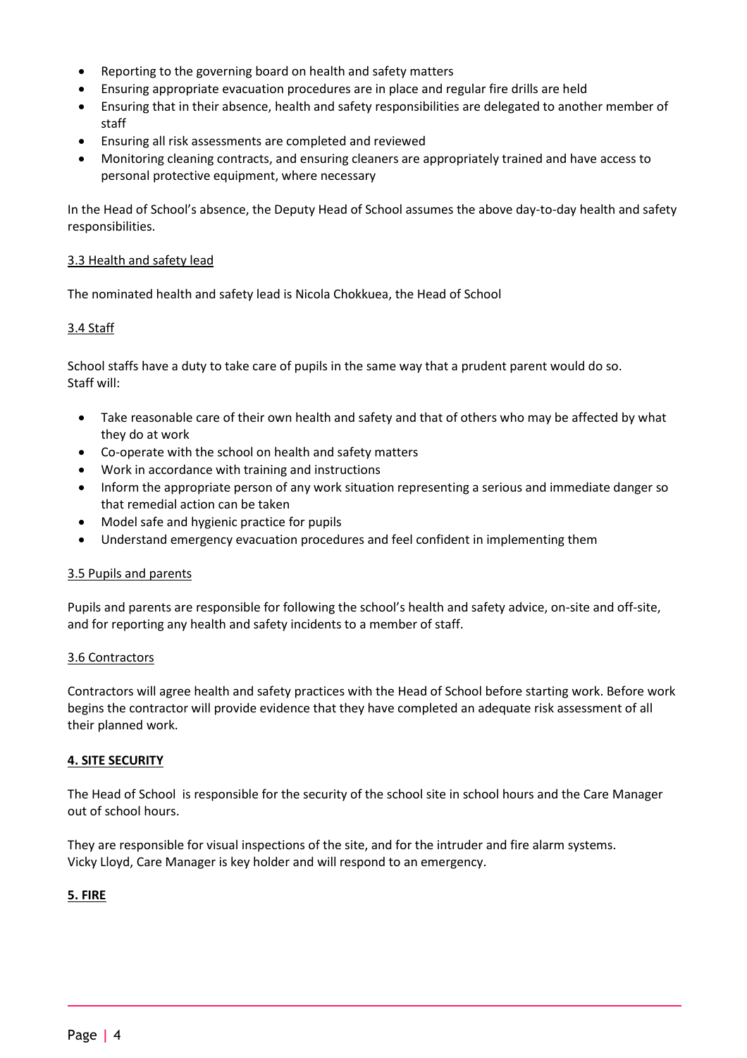- Reporting to the governing board on health and safety matters
- Ensuring appropriate evacuation procedures are in place and regular fire drills are held
- Ensuring that in their absence, health and safety responsibilities are delegated to another member of staff
- Ensuring all risk assessments are completed and reviewed
- Monitoring cleaning contracts, and ensuring cleaners are appropriately trained and have access to personal protective equipment, where necessary

In the Head of School's absence, the Deputy Head of School assumes the above day-to-day health and safety responsibilities.

### 3.3 Health and safety lead

The nominated health and safety lead is Nicola Chokkuea, the Head of School

### 3.4 Staff

School staffs have a duty to take care of pupils in the same way that a prudent parent would do so.
Staff will:

- Take reasonable care of their own health and safety and that of others who may be affected by what they do at work
- Co-operate with the school on health and safety matters
- Work in accordance with training and instructions
- Inform the appropriate person of any work situation representing a serious and immediate danger so that remedial action can be taken
- Model safe and hygienic practice for pupils
- Understand emergency evacuation procedures and feel confident in implementing them

### 3.5 Pupils and parents

Pupils and parents are responsible for following the school's health and safety advice, on-site and off-site, and for reporting any health and safety incidents to a member of staff.

### 3.6 Contractors

Contractors will agree health and safety practices with the Head of School before starting work. Before work begins the contractor will provide evidence that they have completed an adequate risk assessment of all their planned work.

## 4. SITE SECURITY

The Head of School is responsible for the security of the school site in school hours and the Care Manager out of school hours.

They are responsible for visual inspections of the site, and for the intruder and fire alarm systems.
Vicky Lloyd, Care Manager is key holder and will respond to an emergency.

## 5. FIRE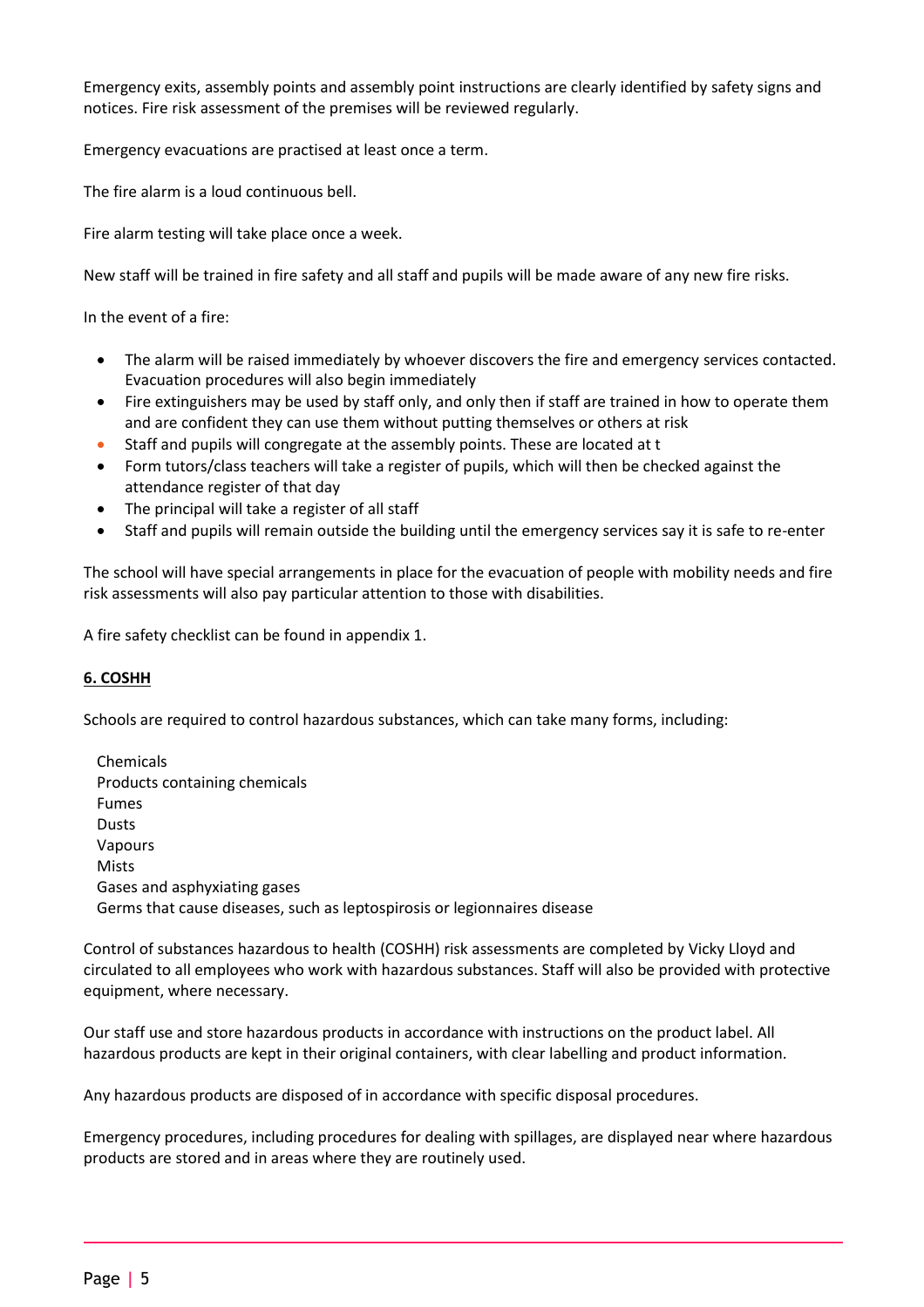Emergency exits, assembly points and assembly point instructions are clearly identified by safety signs and notices. Fire risk assessment of the premises will be reviewed regularly.

Emergency evacuations are practised at least once a term.

The fire alarm is a loud continuous bell.

Fire alarm testing will take place once a week.

New staff will be trained in fire safety and all staff and pupils will be made aware of any new fire risks.

In the event of a fire:

- The alarm will be raised immediately by whoever discovers the fire and emergency services contacted. Evacuation procedures will also begin immediately
- Fire extinguishers may be used by staff only, and only then if staff are trained in how to operate them and are confident they can use them without putting themselves or others at risk
- Staff and pupils will congregate at the assembly points. These are located at t
- Form tutors/class teachers will take a register of pupils, which will then be checked against the attendance register of that day
- The principal will take a register of all staff
- Staff and pupils will remain outside the building until the emergency services say it is safe to re-enter

The school will have special arrangements in place for the evacuation of people with mobility needs and fire risk assessments will also pay particular attention to those with disabilities.

A fire safety checklist can be found in appendix 1.

## 6. COSHH

Schools are required to control hazardous substances, which can take many forms, including:

Chemicals
Products containing chemicals
Fumes
Dusts
Vapours
Mists
Gases and asphyxiating gases
Germs that cause diseases, such as leptospirosis or legionnaires disease

Control of substances hazardous to health (COSHH) risk assessments are completed by Vicky Lloyd and circulated to all employees who work with hazardous substances. Staff will also be provided with protective equipment, where necessary.

Our staff use and store hazardous products in accordance with instructions on the product label. All hazardous products are kept in their original containers, with clear labelling and product information.

Any hazardous products are disposed of in accordance with specific disposal procedures.

Emergency procedures, including procedures for dealing with spillages, are displayed near where hazardous products are stored and in areas where they are routinely used.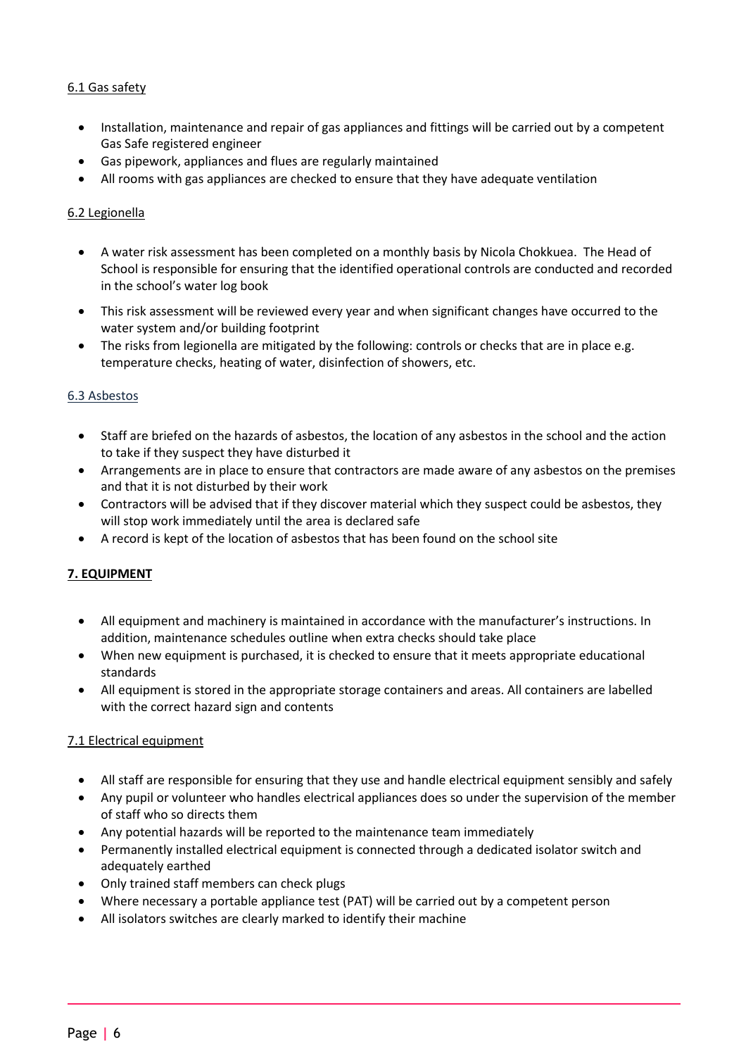### 6.1 Gas safety

- Installation, maintenance and repair of gas appliances and fittings will be carried out by a competent Gas Safe registered engineer
- Gas pipework, appliances and flues are regularly maintained
- All rooms with gas appliances are checked to ensure that they have adequate ventilation

### 6.2 Legionella

- A water risk assessment has been completed on a monthly basis by Nicola Chokkuea. The Head of School is responsible for ensuring that the identified operational controls are conducted and recorded in the school's water log book
- This risk assessment will be reviewed every year and when significant changes have occurred to the water system and/or building footprint
- The risks from legionella are mitigated by the following: controls or checks that are in place e.g. temperature checks, heating of water, disinfection of showers, etc.

### 6.3 Asbestos

- Staff are briefed on the hazards of asbestos, the location of any asbestos in the school and the action to take if they suspect they have disturbed it
- Arrangements are in place to ensure that contractors are made aware of any asbestos on the premises and that it is not disturbed by their work
- Contractors will be advised that if they discover material which they suspect could be asbestos, they will stop work immediately until the area is declared safe
- A record is kept of the location of asbestos that has been found on the school site

## 7. EQUIPMENT

- All equipment and machinery is maintained in accordance with the manufacturer's instructions. In addition, maintenance schedules outline when extra checks should take place
- When new equipment is purchased, it is checked to ensure that it meets appropriate educational standards
- All equipment is stored in the appropriate storage containers and areas. All containers are labelled with the correct hazard sign and contents

### 7.1 Electrical equipment

- All staff are responsible for ensuring that they use and handle electrical equipment sensibly and safely
- Any pupil or volunteer who handles electrical appliances does so under the supervision of the member of staff who so directs them
- Any potential hazards will be reported to the maintenance team immediately
- Permanently installed electrical equipment is connected through a dedicated isolator switch and adequately earthed
- Only trained staff members can check plugs
- Where necessary a portable appliance test (PAT) will be carried out by a competent person
- All isolators switches are clearly marked to identify their machine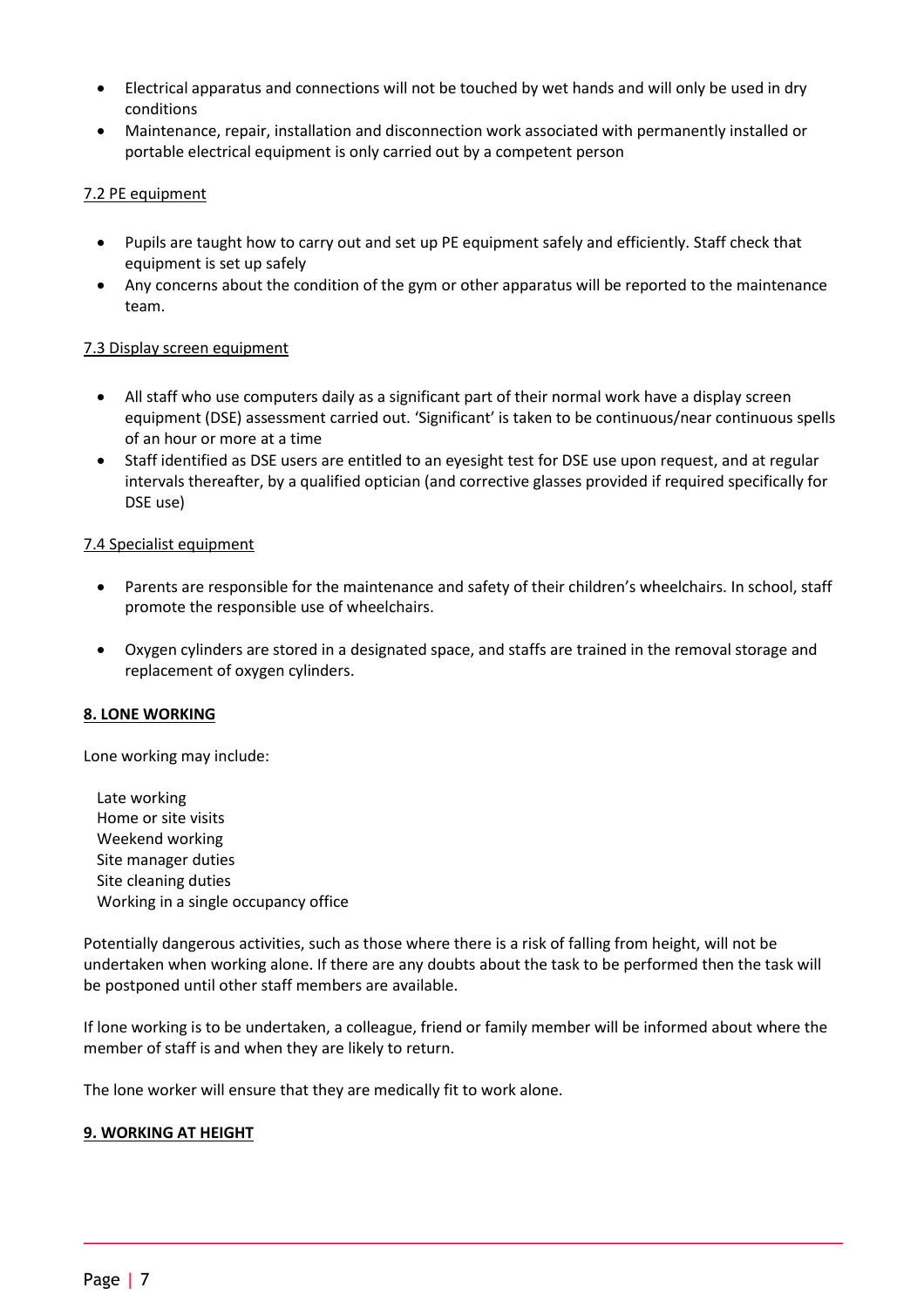- Electrical apparatus and connections will not be touched by wet hands and will only be used in dry conditions
- Maintenance, repair, installation and disconnection work associated with permanently installed or portable electrical equipment is only carried out by a competent person

### 7.2 PE equipment

- Pupils are taught how to carry out and set up PE equipment safely and efficiently. Staff check that equipment is set up safely
- Any concerns about the condition of the gym or other apparatus will be reported to the maintenance team.

### 7.3 Display screen equipment

- All staff who use computers daily as a significant part of their normal work have a display screen equipment (DSE) assessment carried out. 'Significant' is taken to be continuous/near continuous spells of an hour or more at a time
- Staff identified as DSE users are entitled to an eyesight test for DSE use upon request, and at regular intervals thereafter, by a qualified optician (and corrective glasses provided if required specifically for DSE use)

### 7.4 Specialist equipment

- Parents are responsible for the maintenance and safety of their children's wheelchairs. In school, staff promote the responsible use of wheelchairs.
- Oxygen cylinders are stored in a designated space, and staffs are trained in the removal storage and replacement of oxygen cylinders.

## 8. LONE WORKING

Lone working may include:

Late working
Home or site visits
Weekend working
Site manager duties
Site cleaning duties
Working in a single occupancy office

Potentially dangerous activities, such as those where there is a risk of falling from height, will not be undertaken when working alone. If there are any doubts about the task to be performed then the task will be postponed until other staff members are available.

If lone working is to be undertaken, a colleague, friend or family member will be informed about where the member of staff is and when they are likely to return.

The lone worker will ensure that they are medically fit to work alone.

## 9. WORKING AT HEIGHT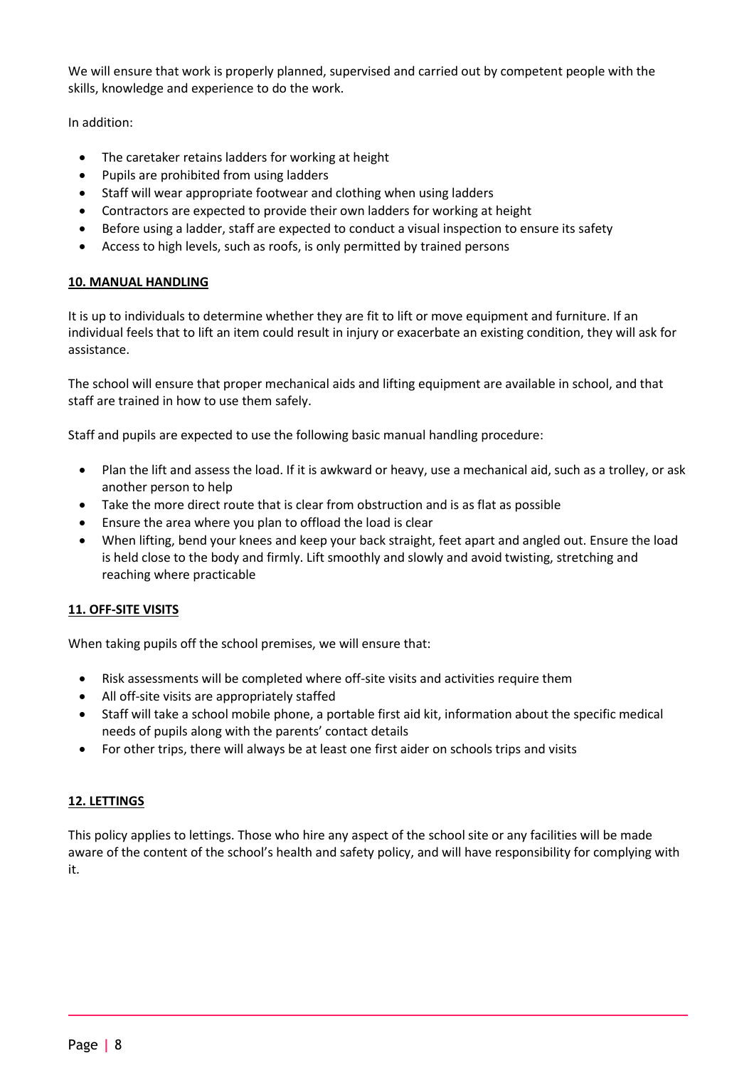We will ensure that work is properly planned, supervised and carried out by competent people with the skills, knowledge and experience to do the work.

In addition:

- The caretaker retains ladders for working at height
- Pupils are prohibited from using ladders
- Staff will wear appropriate footwear and clothing when using ladders
- Contractors are expected to provide their own ladders for working at height
- Before using a ladder, staff are expected to conduct a visual inspection to ensure its safety
- Access to high levels, such as roofs, is only permitted by trained persons

## 10. MANUAL HANDLING

It is up to individuals to determine whether they are fit to lift or move equipment and furniture. If an individual feels that to lift an item could result in injury or exacerbate an existing condition, they will ask for assistance.

The school will ensure that proper mechanical aids and lifting equipment are available in school, and that staff are trained in how to use them safely.

Staff and pupils are expected to use the following basic manual handling procedure:

- Plan the lift and assess the load. If it is awkward or heavy, use a mechanical aid, such as a trolley, or ask another person to help
- Take the more direct route that is clear from obstruction and is as flat as possible
- Ensure the area where you plan to offload the load is clear
- When lifting, bend your knees and keep your back straight, feet apart and angled out. Ensure the load is held close to the body and firmly. Lift smoothly and slowly and avoid twisting, stretching and reaching where practicable

## 11. OFF-SITE VISITS

When taking pupils off the school premises, we will ensure that:

- Risk assessments will be completed where off-site visits and activities require them
- All off-site visits are appropriately staffed
- Staff will take a school mobile phone, a portable first aid kit, information about the specific medical needs of pupils along with the parents' contact details
- For other trips, there will always be at least one first aider on schools trips and visits

## 12. LETTINGS

This policy applies to lettings. Those who hire any aspect of the school site or any facilities will be made aware of the content of the school's health and safety policy, and will have responsibility for complying with it.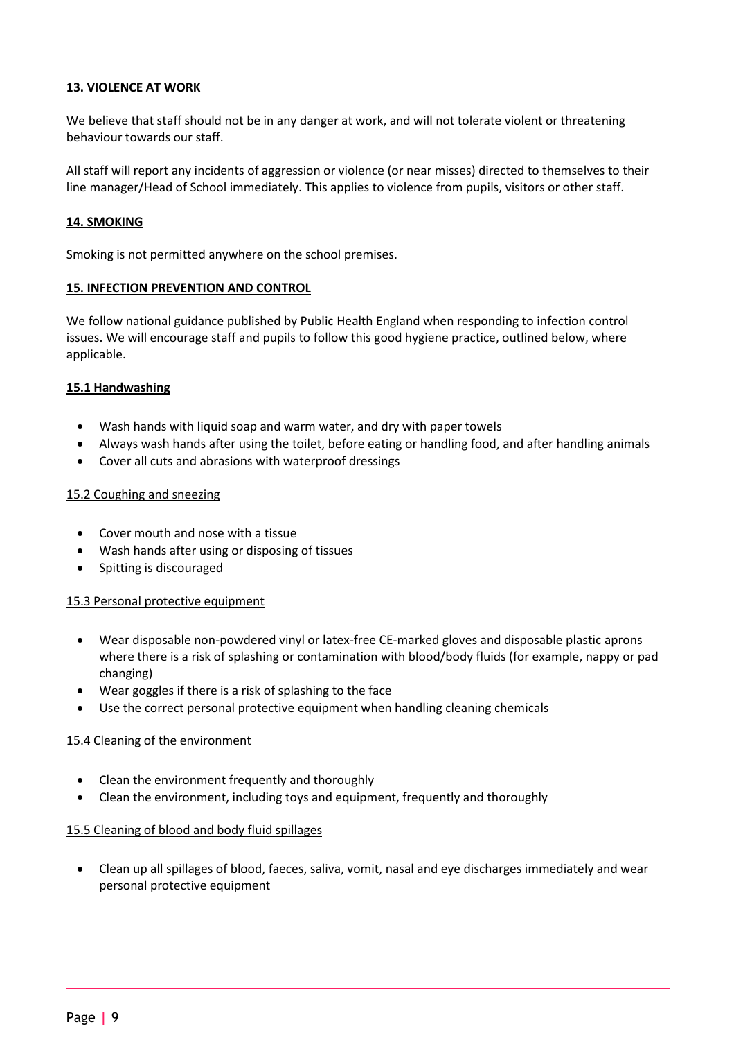**13. VIOLENCE AT WORK**

We believe that staff should not be in any danger at work, and will not tolerate violent or threatening behaviour towards our staff.

All staff will report any incidents of aggression or violence (or near misses) directed to themselves to their line manager/Head of School immediately. This applies to violence from pupils, visitors or other staff.

**14. SMOKING**

Smoking is not permitted anywhere on the school premises.

**15. INFECTION PREVENTION AND CONTROL**

We follow national guidance published by Public Health England when responding to infection control issues. We will encourage staff and pupils to follow this good hygiene practice, outlined below, where applicable.

**15.1 Handwashing**

- Wash hands with liquid soap and warm water, and dry with paper towels
- Always wash hands after using the toilet, before eating or handling food, and after handling animals
- Cover all cuts and abrasions with waterproof dressings

15.2 Coughing and sneezing

- Cover mouth and nose with a tissue
- Wash hands after using or disposing of tissues
- Spitting is discouraged

15.3 Personal protective equipment

- Wear disposable non-powdered vinyl or latex-free CE-marked gloves and disposable plastic aprons where there is a risk of splashing or contamination with blood/body fluids (for example, nappy or pad changing)
- Wear goggles if there is a risk of splashing to the face
- Use the correct personal protective equipment when handling cleaning chemicals

15.4 Cleaning of the environment

- Clean the environment frequently and thoroughly
- Clean the environment, including toys and equipment, frequently and thoroughly

15.5 Cleaning of blood and body fluid spillages

- Clean up all spillages of blood, faeces, saliva, vomit, nasal and eye discharges immediately and wear personal protective equipment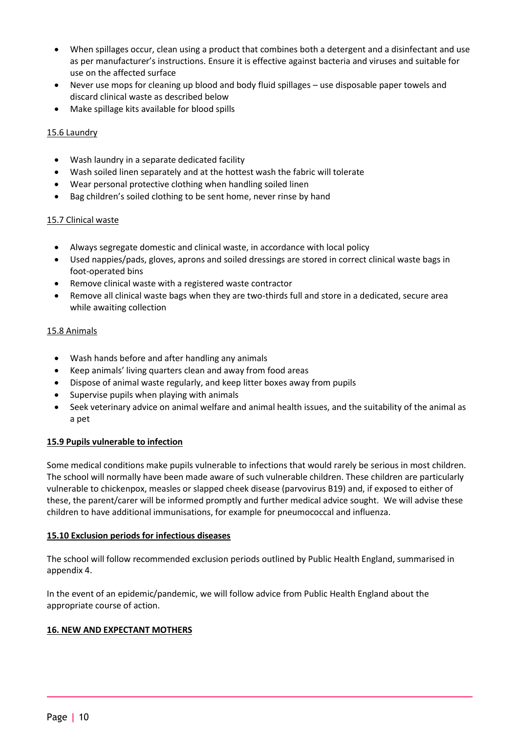- When spillages occur, clean using a product that combines both a detergent and a disinfectant and use as per manufacturer's instructions. Ensure it is effective against bacteria and viruses and suitable for use on the affected surface
- Never use mops for cleaning up blood and body fluid spillages – use disposable paper towels and discard clinical waste as described below
- Make spillage kits available for blood spills

15.6 Laundry

- Wash laundry in a separate dedicated facility
- Wash soiled linen separately and at the hottest wash the fabric will tolerate
- Wear personal protective clothing when handling soiled linen
- Bag children's soiled clothing to be sent home, never rinse by hand

15.7 Clinical waste

- Always segregate domestic and clinical waste, in accordance with local policy
- Used nappies/pads, gloves, aprons and soiled dressings are stored in correct clinical waste bags in foot-operated bins
- Remove clinical waste with a registered waste contractor
- Remove all clinical waste bags when they are two-thirds full and store in a dedicated, secure area while awaiting collection

15.8 Animals

- Wash hands before and after handling any animals
- Keep animals' living quarters clean and away from food areas
- Dispose of animal waste regularly, and keep litter boxes away from pupils
- Supervise pupils when playing with animals
- Seek veterinary advice on animal welfare and animal health issues, and the suitability of the animal as a pet

**15.9 Pupils vulnerable to infection**

Some medical conditions make pupils vulnerable to infections that would rarely be serious in most children. The school will normally have been made aware of such vulnerable children. These children are particularly vulnerable to chickenpox, measles or slapped cheek disease (parvovirus B19) and, if exposed to either of these, the parent/carer will be informed promptly and further medical advice sought. We will advise these children to have additional immunisations, for example for pneumococcal and influenza.

**15.10 Exclusion periods for infectious diseases**

The school will follow recommended exclusion periods outlined by Public Health England, summarised in appendix 4.

In the event of an epidemic/pandemic, we will follow advice from Public Health England about the appropriate course of action.

## 16. NEW AND EXPECTANT MOTHERS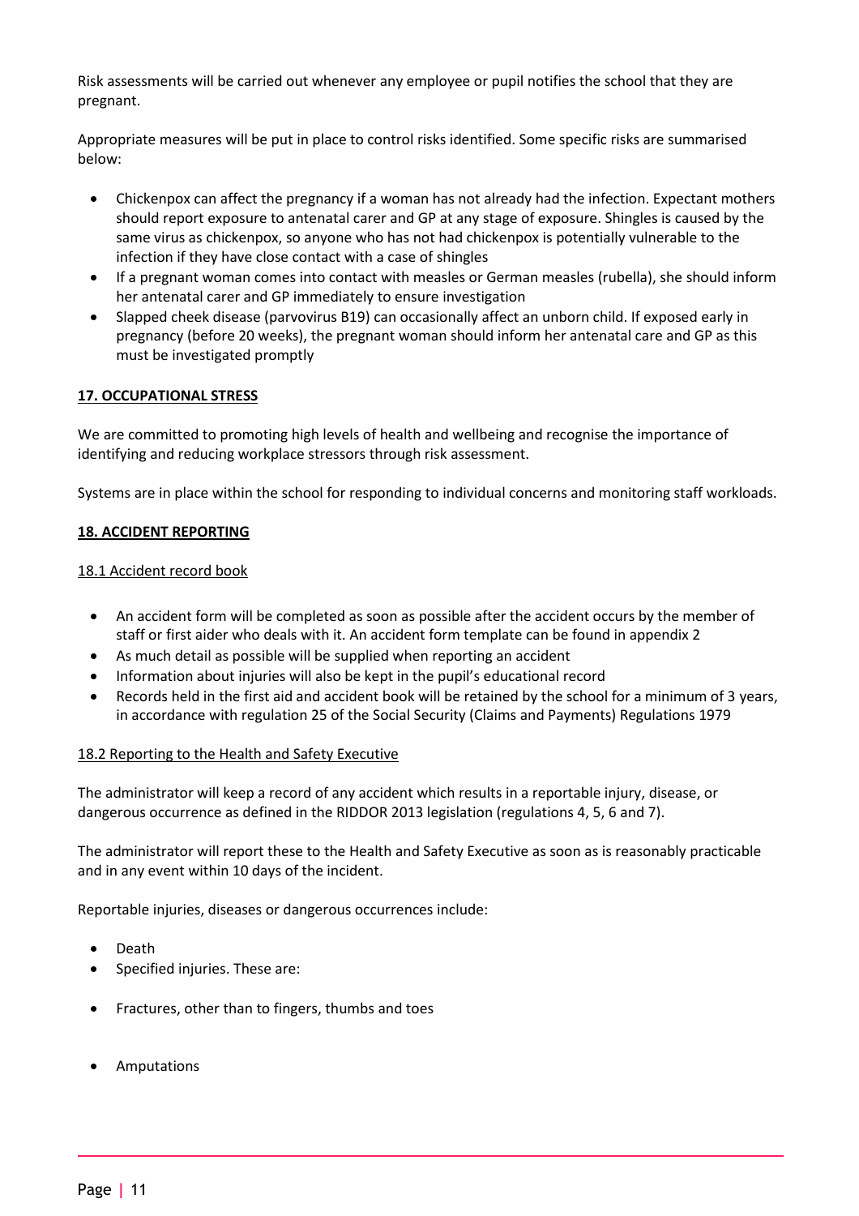Risk assessments will be carried out whenever any employee or pupil notifies the school that they are pregnant.

Appropriate measures will be put in place to control risks identified. Some specific risks are summarised below:

- Chickenpox can affect the pregnancy if a woman has not already had the infection. Expectant mothers should report exposure to antenatal carer and GP at any stage of exposure. Shingles is caused by the same virus as chickenpox, so anyone who has not had chickenpox is potentially vulnerable to the infection if they have close contact with a case of shingles
- If a pregnant woman comes into contact with measles or German measles (rubella), she should inform her antenatal carer and GP immediately to ensure investigation
- Slapped cheek disease (parvovirus B19) can occasionally affect an unborn child. If exposed early in pregnancy (before 20 weeks), the pregnant woman should inform her antenatal care and GP as this must be investigated promptly

## 17. OCCUPATIONAL STRESS

We are committed to promoting high levels of health and wellbeing and recognise the importance of identifying and reducing workplace stressors through risk assessment.

Systems are in place within the school for responding to individual concerns and monitoring staff workloads.

## 18. ACCIDENT REPORTING

### 18.1 Accident record book

- An accident form will be completed as soon as possible after the accident occurs by the member of staff or first aider who deals with it. An accident form template can be found in appendix 2
- As much detail as possible will be supplied when reporting an accident
- Information about injuries will also be kept in the pupil's educational record
- Records held in the first aid and accident book will be retained by the school for a minimum of 3 years, in accordance with regulation 25 of the Social Security (Claims and Payments) Regulations 1979

### 18.2 Reporting to the Health and Safety Executive

The administrator will keep a record of any accident which results in a reportable injury, disease, or dangerous occurrence as defined in the RIDDOR 2013 legislation (regulations 4, 5, 6 and 7).

The administrator will report these to the Health and Safety Executive as soon as is reasonably practicable and in any event within 10 days of the incident.

Reportable injuries, diseases or dangerous occurrences include:

- Death
- Specified injuries. These are:
- Fractures, other than to fingers, thumbs and toes
- Amputations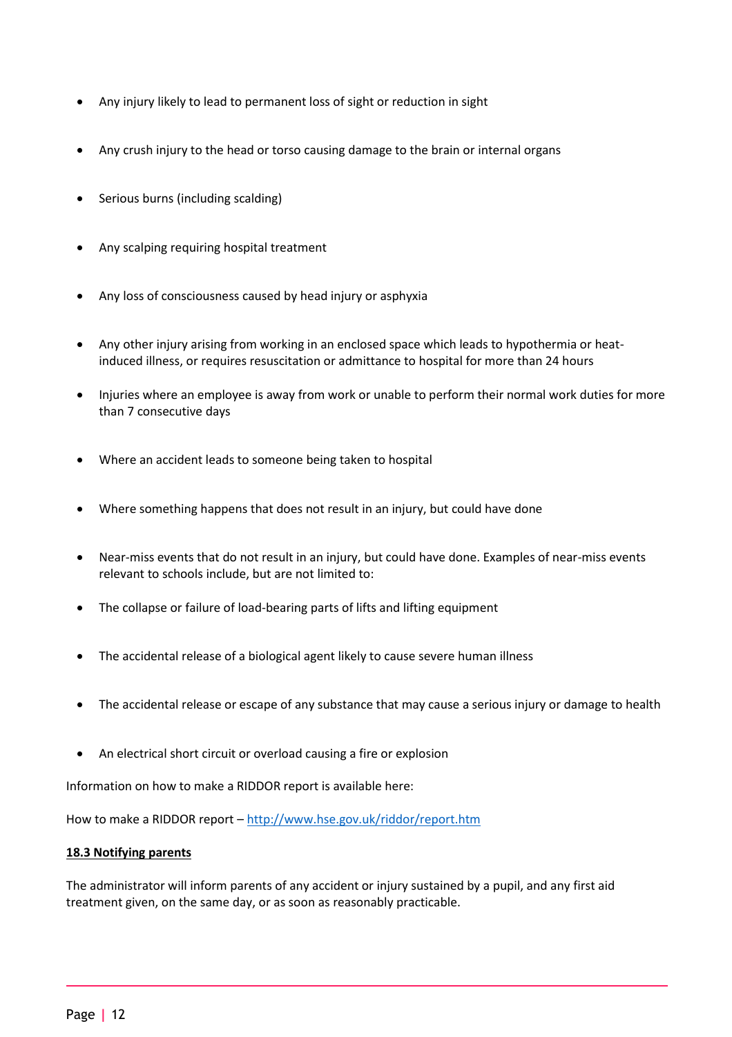- Any injury likely to lead to permanent loss of sight or reduction in sight
- Any crush injury to the head or torso causing damage to the brain or internal organs
- Serious burns (including scalding)
- Any scalping requiring hospital treatment
- Any loss of consciousness caused by head injury or asphyxia
- Any other injury arising from working in an enclosed space which leads to hypothermia or heat-induced illness, or requires resuscitation or admittance to hospital for more than 24 hours
- Injuries where an employee is away from work or unable to perform their normal work duties for more than 7 consecutive days
- Where an accident leads to someone being taken to hospital
- Where something happens that does not result in an injury, but could have done
- Near-miss events that do not result in an injury, but could have done. Examples of near-miss events relevant to schools include, but are not limited to:
- The collapse or failure of load-bearing parts of lifts and lifting equipment
- The accidental release of a biological agent likely to cause severe human illness
- The accidental release or escape of any substance that may cause a serious injury or damage to health
- An electrical short circuit or overload causing a fire or explosion

Information on how to make a RIDDOR report is available here:

How to make a RIDDOR report – [http://www.hse.gov.uk/riddor/report.htm](http://www.hse.gov.uk/riddor/report.htm)

**18.3 Notifying parents**

The administrator will inform parents of any accident or injury sustained by a pupil, and any first aid treatment given, on the same day, or as soon as reasonably practicable.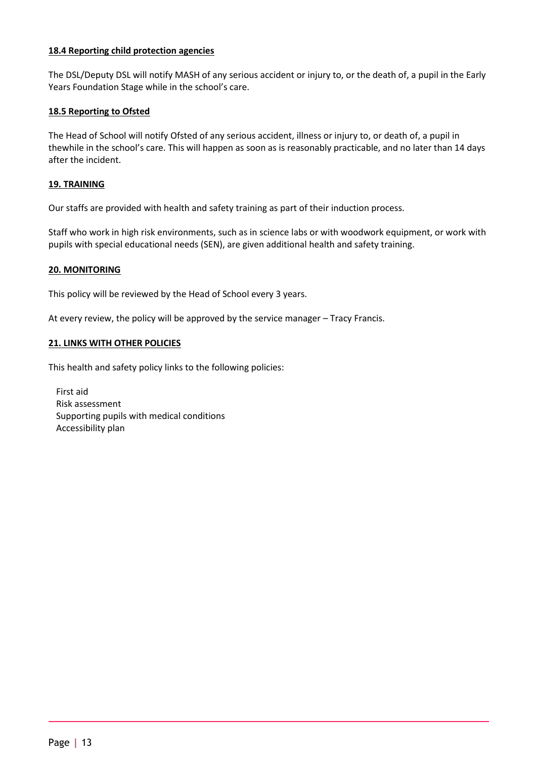### 18.4 Reporting child protection agencies

The DSL/Deputy DSL will notify MASH of any serious accident or injury to, or the death of, a pupil in the Early Years Foundation Stage while in the school's care.

### 18.5 Reporting to Ofsted

The Head of School will notify Ofsted of any serious accident, illness or injury to, or death of, a pupil in thewhile in the school's care. This will happen as soon as is reasonably practicable, and no later than 14 days after the incident.

## 19. TRAINING

Our staffs are provided with health and safety training as part of their induction process.

Staff who work in high risk environments, such as in science labs or with woodwork equipment, or work with pupils with special educational needs (SEN), are given additional health and safety training.

## 20. MONITORING

This policy will be reviewed by the Head of School every 3 years.

At every review, the policy will be approved by the service manager – Tracy Francis.

## 21. LINKS WITH OTHER POLICIES

This health and safety policy links to the following policies:

- First aid
- Risk assessment
- Supporting pupils with medical conditions
- Accessibility plan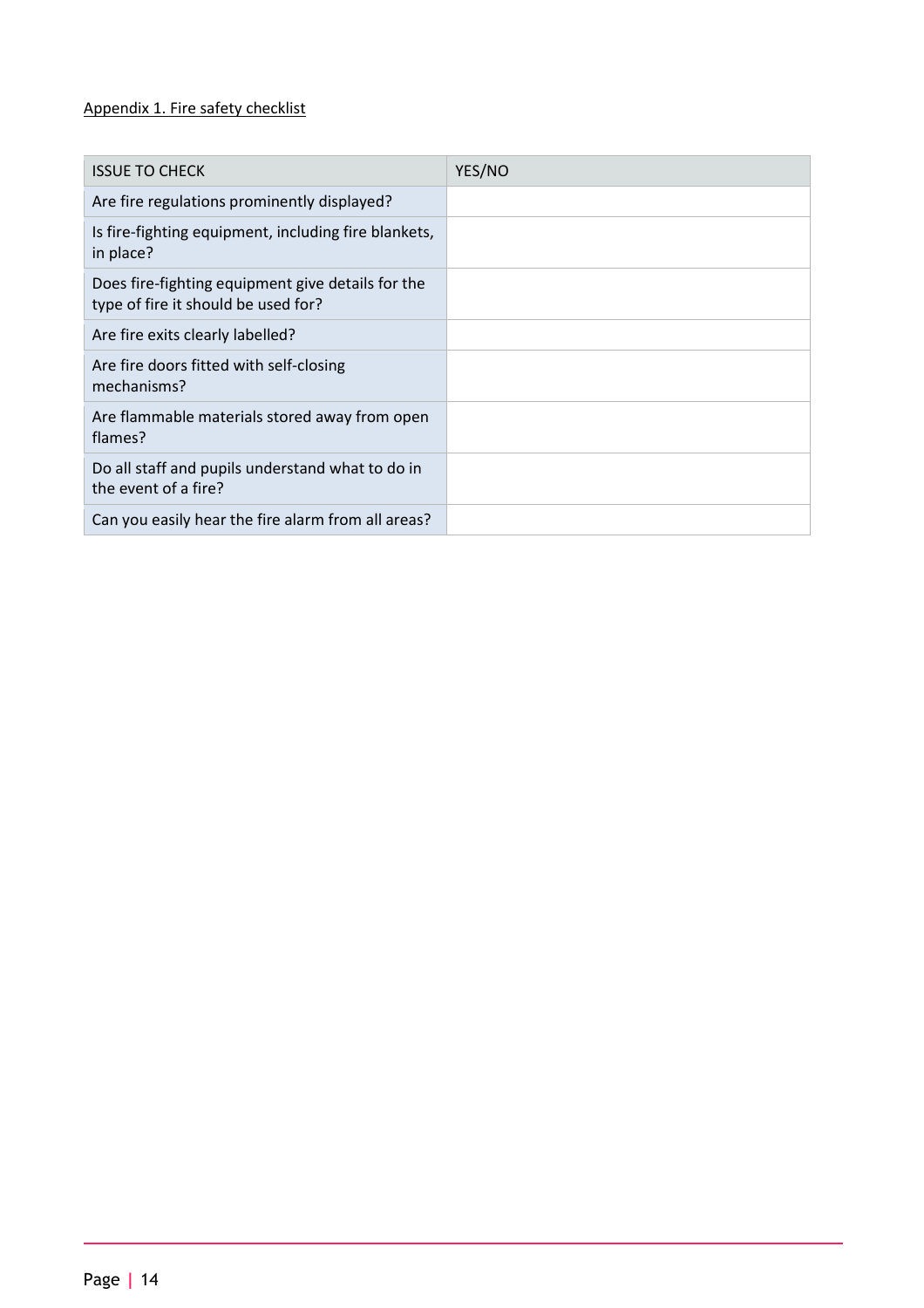Appendix 1. Fire safety checklist

| ISSUE TO CHECK | YES/NO |
|---|---|
| Are fire regulations prominently displayed? | |
| Is fire-fighting equipment, including fire blankets, in place? | |
| Does fire-fighting equipment give details for the type of fire it should be used for? | |
| Are fire exits clearly labelled? | |
| Are fire doors fitted with self-closing mechanisms? | |
| Are flammable materials stored away from open flames? | |
| Do all staff and pupils understand what to do in the event of a fire? | |
| Can you easily hear the fire alarm from all areas? | |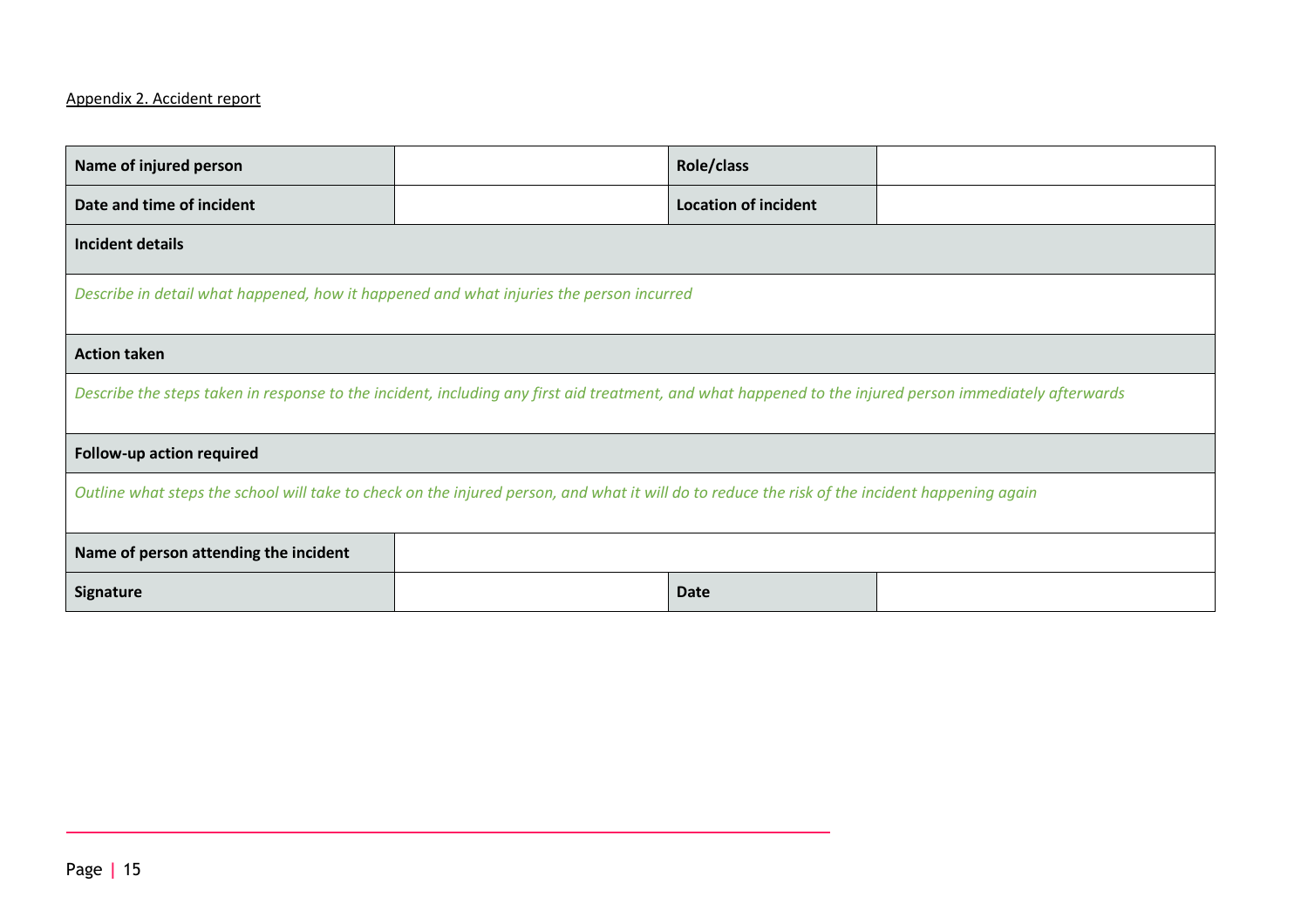Appendix 2. Accident report

| **Name of injured person** | | **Role/class** | |
|---|---|---|---|
| **Date and time of incident** | | **Location of incident** | |
| **Incident details** | | | |
| *Describe in detail what happened, how it happened and what injuries the person incurred* | | | |
| **Action taken** | | | |
| *Describe the steps taken in response to the incident, including any first aid treatment, and what happened to the injured person immediately afterwards* | | | |
| **Follow-up action required** | | | |
| *Outline what steps the school will take to check on the injured person, and what it will do to reduce the risk of the incident happening again* | | | |
| **Name of person attending the incident** | | | |
| **Signature** | | **Date** | |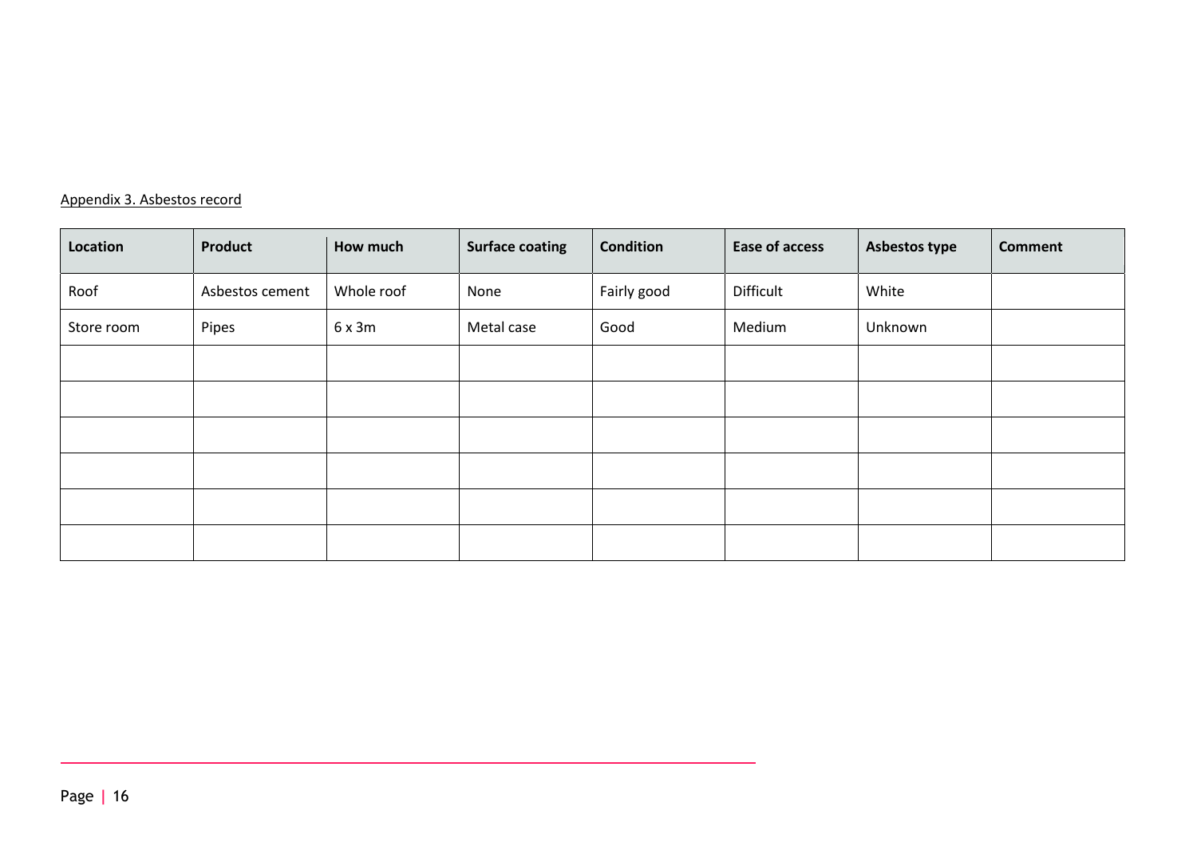Appendix 3. Asbestos record

| Location | Product | How much | Surface coating | Condition | Ease of access | Asbestos type | Comment |
| --- | --- | --- | --- | --- | --- | --- | --- |
| Roof | Asbestos cement | Whole roof | None | Fairly good | Difficult | White | |
| Store room | Pipes | 6 x 3m | Metal case | Good | Medium | Unknown | |
| | | | | | | | |
| | | | | | | | |
| | | | | | | | |
| | | | | | | | |
| | | | | | | | |
| | | | | | | | |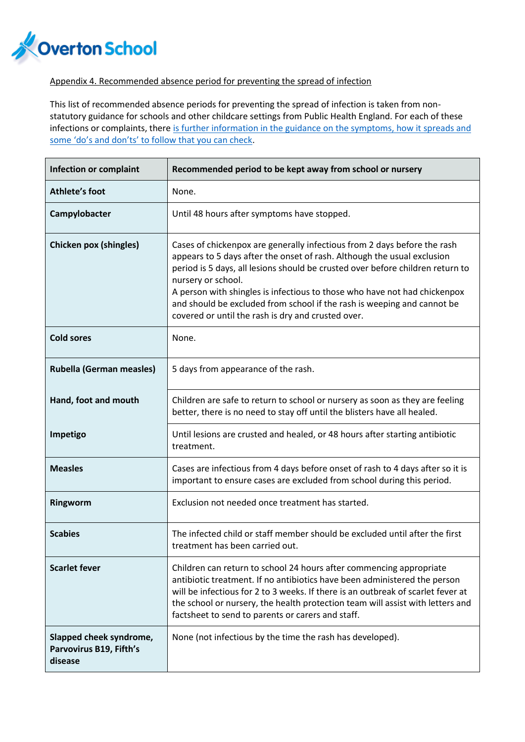Overton School

Appendix 4. Recommended absence period for preventing the spread of infection

This list of recommended absence periods for preventing the spread of infection is taken from non-statutory guidance for schools and other childcare settings from Public Health England. For each of these infections or complaints, there is further information in the guidance on the symptoms, how it spreads and some 'do's and don'ts' to follow that you can check.

| Infection or complaint | Recommended period to be kept away from school or nursery |
|---|---|
| **Athlete's foot** | None. |
| **Campylobacter** | Until 48 hours after symptoms have stopped. |
| **Chicken pox (shingles)** | Cases of chickenpox are generally infectious from 2 days before the rash appears to 5 days after the onset of rash. Although the usual exclusion period is 5 days, all lesions should be crusted over before children return to nursery or school.<br>A person with shingles is infectious to those who have not had chickenpox and should be excluded from school if the rash is weeping and cannot be covered or until the rash is dry and crusted over. |
| **Cold sores** | None. |
| **Rubella (German measles)** | 5 days from appearance of the rash. |
| **Hand, foot and mouth** | Children are safe to return to school or nursery as soon as they are feeling better, there is no need to stay off until the blisters have all healed. |
| **Impetigo** | Until lesions are crusted and healed, or 48 hours after starting antibiotic treatment. |
| **Measles** | Cases are infectious from 4 days before onset of rash to 4 days after so it is important to ensure cases are excluded from school during this period. |
| **Ringworm** | Exclusion not needed once treatment has started. |
| **Scabies** | The infected child or staff member should be excluded until after the first treatment has been carried out. |
| **Scarlet fever** | Children can return to school 24 hours after commencing appropriate antibiotic treatment. If no antibiotics have been administered the person will be infectious for 2 to 3 weeks. If there is an outbreak of scarlet fever at the school or nursery, the health protection team will assist with letters and factsheet to send to parents or carers and staff. |
| **Slapped cheek syndrome, Parvovirus B19, Fifth's disease** | None (not infectious by the time the rash has developed). |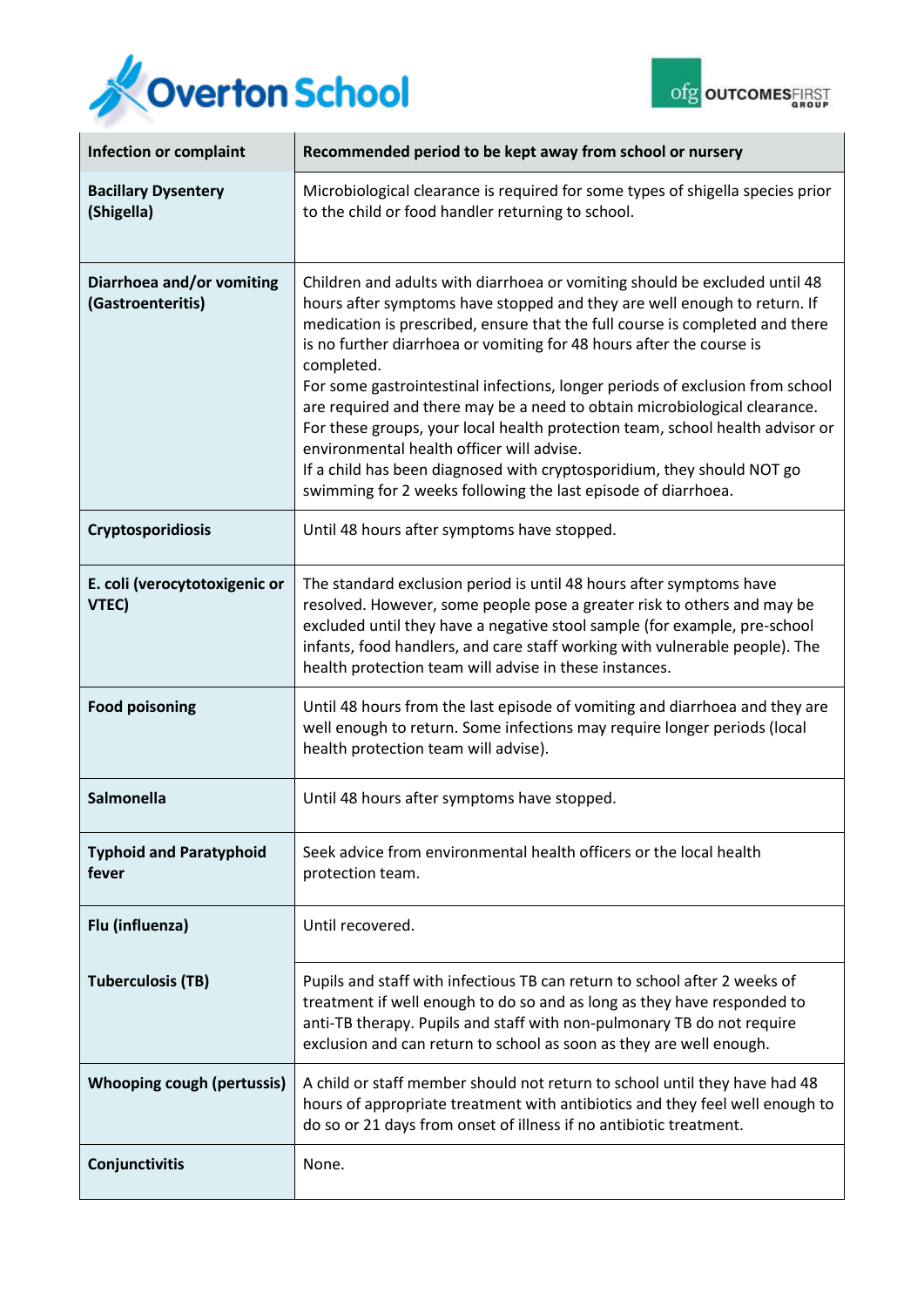| Infection or complaint | Recommended period to be kept away from school or nursery |
|---|---|
| **Bacillary Dysentery (Shigella)** | Microbiological clearance is required for some types of shigella species prior to the child or food handler returning to school. |
| **Diarrhoea and/or vomiting (Gastroenteritis)** | Children and adults with diarrhoea or vomiting should be excluded until 48 hours after symptoms have stopped and they are well enough to return. If medication is prescribed, ensure that the full course is completed and there is no further diarrhoea or vomiting for 48 hours after the course is completed.<br>For some gastrointestinal infections, longer periods of exclusion from school are required and there may be a need to obtain microbiological clearance. For these groups, your local health protection team, school health advisor or environmental health officer will advise.<br>If a child has been diagnosed with cryptosporidium, they should NOT go swimming for 2 weeks following the last episode of diarrhoea. |
| **Cryptosporidiosis** | Until 48 hours after symptoms have stopped. |
| **E. coli (verocytotoxigenic or VTEC)** | The standard exclusion period is until 48 hours after symptoms have resolved. However, some people pose a greater risk to others and may be excluded until they have a negative stool sample (for example, pre-school infants, food handlers, and care staff working with vulnerable people). The health protection team will advise in these instances. |
| **Food poisoning** | Until 48 hours from the last episode of vomiting and diarrhoea and they are well enough to return. Some infections may require longer periods (local health protection team will advise). |
| **Salmonella** | Until 48 hours after symptoms have stopped. |
| **Typhoid and Paratyphoid fever** | Seek advice from environmental health officers or the local health protection team. |
| **Flu (influenza)** | Until recovered. |
| **Tuberculosis (TB)** | Pupils and staff with infectious TB can return to school after 2 weeks of treatment if well enough to do so and as long as they have responded to anti-TB therapy. Pupils and staff with non-pulmonary TB do not require exclusion and can return to school as soon as they are well enough. |
| **Whooping cough (pertussis)** | A child or staff member should not return to school until they have had 48 hours of appropriate treatment with antibiotics and they feel well enough to do so or 21 days from onset of illness if no antibiotic treatment. |
| **Conjunctivitis** | None. |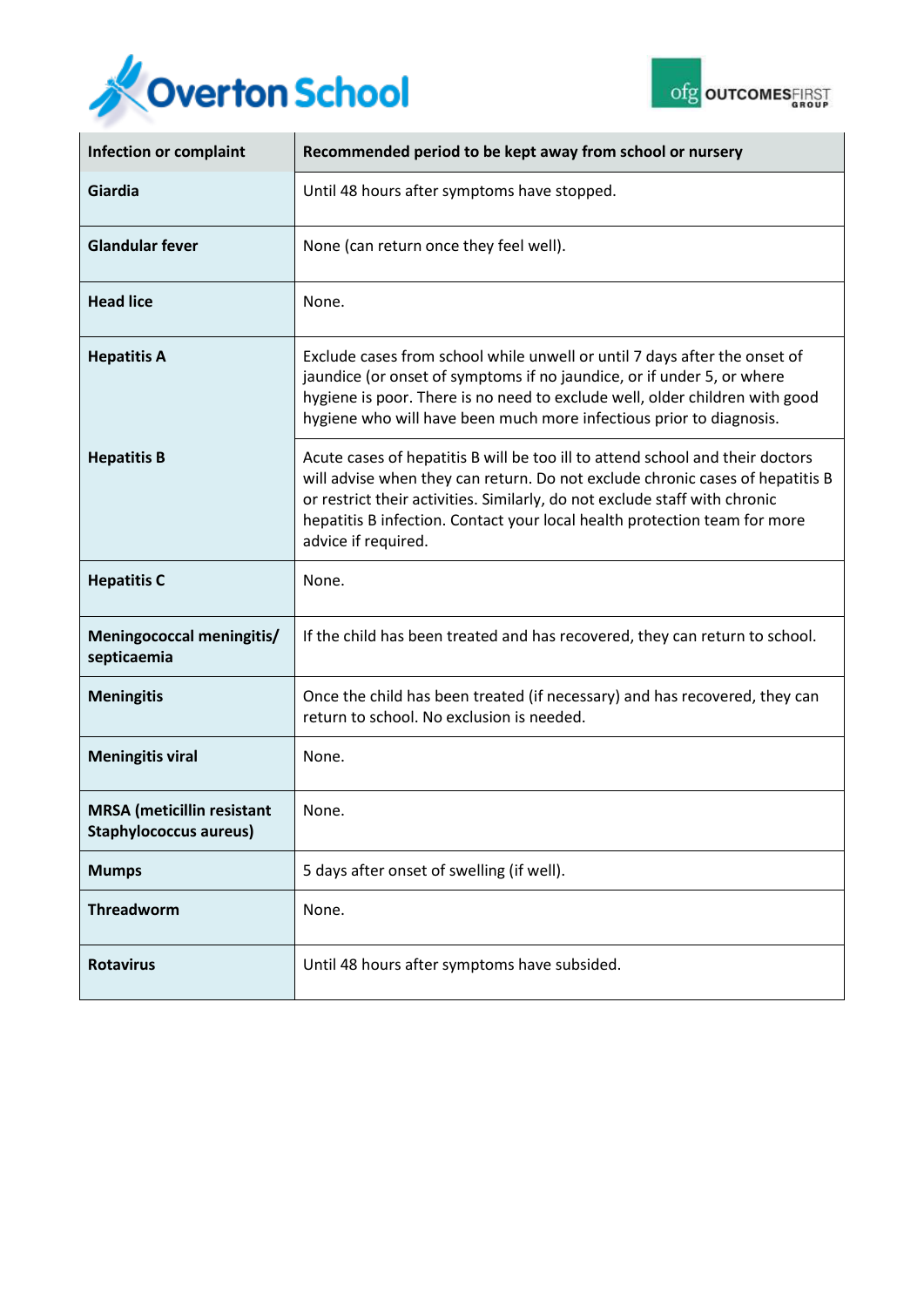| Infection or complaint | Recommended period to be kept away from school or nursery |
| --- | --- |
| **Giardia** | Until 48 hours after symptoms have stopped. |
| **Glandular fever** | None (can return once they feel well). |
| **Head lice** | None. |
| **Hepatitis A** | Exclude cases from school while unwell or until 7 days after the onset of jaundice (or onset of symptoms if no jaundice, or if under 5, or where hygiene is poor. There is no need to exclude well, older children with good hygiene who will have been much more infectious prior to diagnosis. |
| **Hepatitis B** | Acute cases of hepatitis B will be too ill to attend school and their doctors will advise when they can return. Do not exclude chronic cases of hepatitis B or restrict their activities. Similarly, do not exclude staff with chronic hepatitis B infection. Contact your local health protection team for more advice if required. |
| **Hepatitis C** | None. |
| **Meningococcal meningitis/ septicaemia** | If the child has been treated and has recovered, they can return to school. |
| **Meningitis** | Once the child has been treated (if necessary) and has recovered, they can return to school. No exclusion is needed. |
| **Meningitis viral** | None. |
| **MRSA (meticillin resistant Staphylococcus aureus)** | None. |
| **Mumps** | 5 days after onset of swelling (if well). |
| **Threadworm** | None. |
| **Rotavirus** | Until 48 hours after symptoms have subsided. |